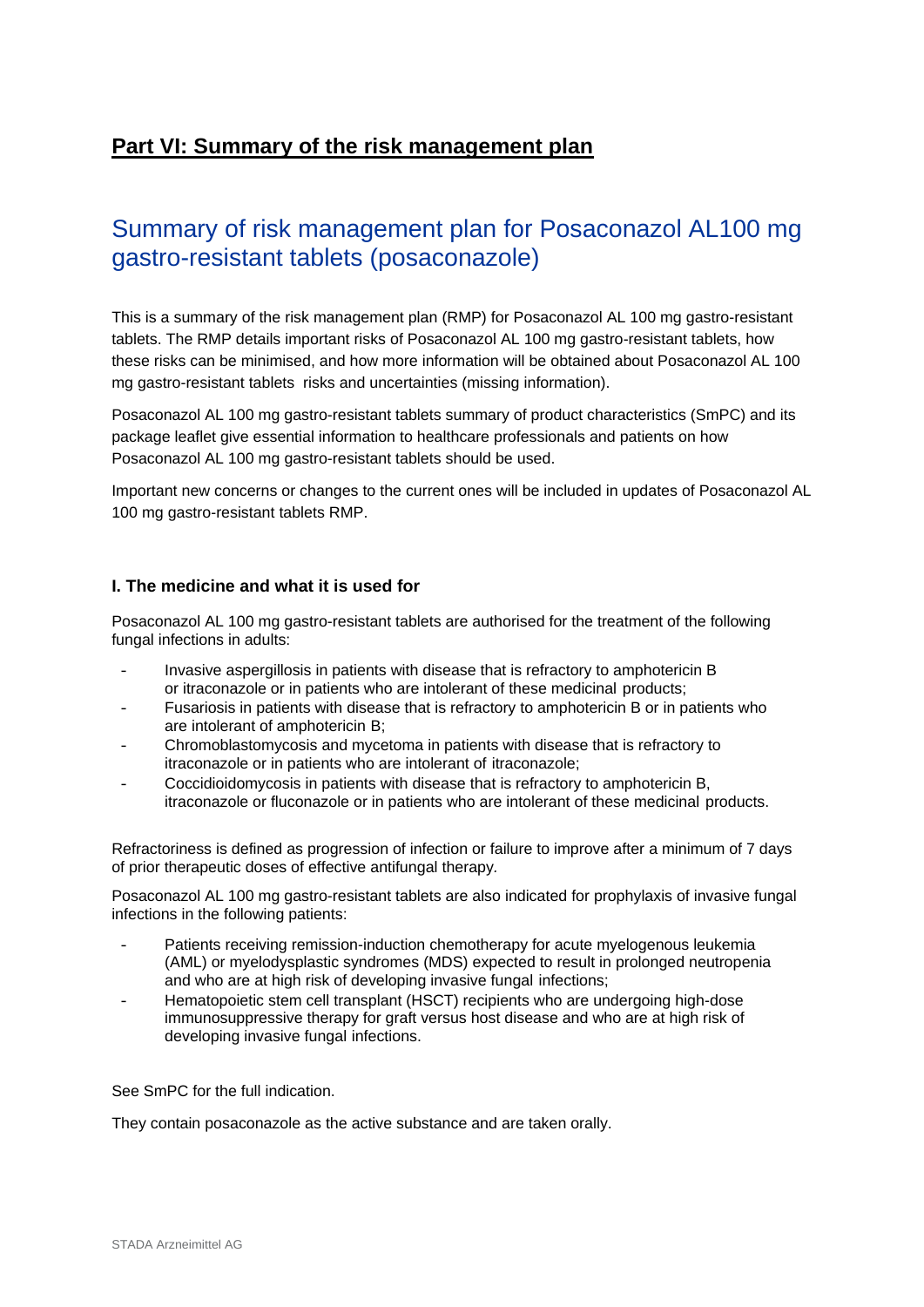# Part VI: Summary of the risk management plan

## Summary of risk management plan for Posaconazol AL100 mg gastro-resistant tablets (posaconazole)

This is a summary of the risk management plan (RMP) for Posaconazol AL 100 mg gastro-resistant tablets. The RMP details important risks of Posaconazol AL 100 mg gastro-resistant tablets, how these risks can be minimised, and how more information will be obtained about Posaconazol AL 100 mg gastro-resistant tablets risks and uncertainties (missing information).

Posaconazol AL 100 mg gastro-resistant tablets summary of product characteristics (SmPC) and its package leaflet give essential information to healthcare professionals and patients on how Posaconazol AL 100 mg gastro-resistant tablets should be used.

Important new concerns or changes to the current ones will be included in updates of Posaconazol AL 100 mg gastro-resistant tablets RMP.

### I. The medicine and what it is used for

Posaconazol AL 100 mg gastro-resistant tablets are authorised for the treatment of the following fungal infections in adults:

- Invasive aspergillosis in patients with disease that is refractory to amphotericin B or itraconazole or in patients who are intolerant of these medicinal products;
- Fusariosis in patients with disease that is refractory to amphotericin B or in patients who are intolerant of amphotericin B;
- Chromoblastomycosis and mycetoma in patients with disease that is refractory to itraconazole or in patients who are intolerant of itraconazole;
- Coccidioidomycosis in patients with disease that is refractory to amphotericin B, itraconazole or fluconazole or in patients who are intolerant of these medicinal products.

Refractoriness is defined as progression of infection or failure to improve after a minimum of 7 days of prior therapeutic doses of effective antifungal therapy.

Posaconazol AL 100 mg gastro-resistant tablets are also indicated for prophylaxis of invasive fungal infections in the following patients:

- Patients receiving remission-induction chemotherapy for acute myelogenous leukemia (AML) or myelodysplastic syndromes (MDS) expected to result in prolonged neutropenia and who are at high risk of developing invasive fungal infections;
- Hematopoietic stem cell transplant (HSCT) recipients who are undergoing high-dose immunosuppressive therapy for graft versus host disease and who are at high risk of developing invasive fungal infections.

See SmPC for the full indication.

They contain posaconazole as the active substance and are taken orally.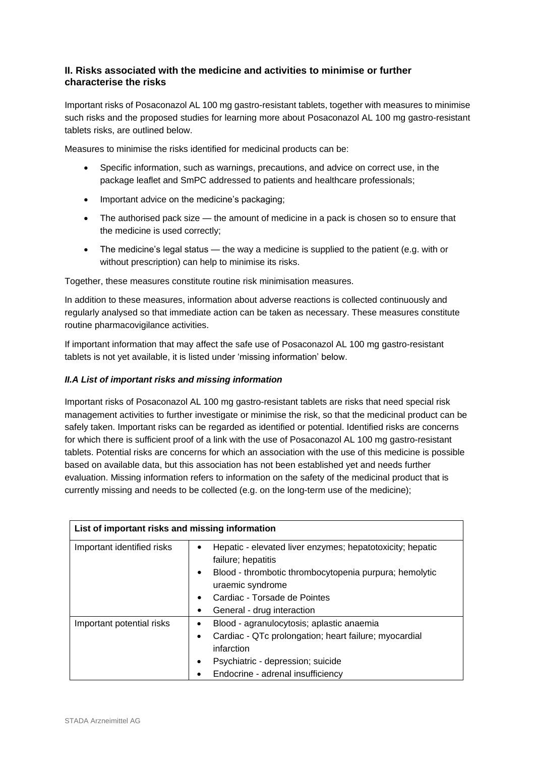## II. Risks associated with the medicine and activities to minimise or further characterise the risks

Important risks of Posaconazol AL 100 mg gastro-resistant tablets, together with measures to minimise such risks and the proposed studies for learning more about Posaconazol AL 100 mg gastro-resistant tablets risks, are outlined below.

Measures to minimise the risks identified for medicinal products can be:

- Specific information, such as warnings, precautions, and advice on correct use, in the package leaflet and SmPC addressed to patients and healthcare professionals;
- Important advice on the medicine's packaging;
- The authorised pack size — the amount of medicine in a pack is chosen so to ensure that the medicine is used correctly;
- The medicine's legal status — the way a medicine is supplied to the patient (e.g. with or without prescription) can help to minimise its risks.

Together, these measures constitute routine risk minimisation measures.

In addition to these measures, information about adverse reactions is collected continuously and regularly analysed so that immediate action can be taken as necessary. These measures constitute routine pharmacovigilance activities.

If important information that may affect the safe use of Posaconazol AL 100 mg gastro-resistant tablets is not yet available, it is listed under 'missing information' below.

### *II.A List of important risks and missing information*

Important risks of Posaconazol AL 100 mg gastro-resistant tablets are risks that need special risk management activities to further investigate or minimise the risk, so that the medicinal product can be safely taken. Important risks can be regarded as identified or potential. Identified risks are concerns for which there is sufficient proof of a link with the use of Posaconazol AL 100 mg gastro-resistant tablets. Potential risks are concerns for which an association with the use of this medicine is possible based on available data, but this association has not been established yet and needs further evaluation. Missing information refers to information on the safety of the medicinal product that is currently missing and needs to be collected (e.g. on the long-term use of the medicine);

| **List of important risks and missing information** | |
|---|---|
| Important identified risks | • Hepatic - elevated liver enzymes; hepatotoxicity; hepatic failure; hepatitis<br>• Blood - thrombotic thrombocytopenia purpura; hemolytic uraemic syndrome<br>• Cardiac - Torsade de Pointes<br>• General - drug interaction |
| Important potential risks | • Blood - agranulocytosis; aplastic anaemia<br>• Cardiac - QTc prolongation; heart failure; myocardial infarction<br>• Psychiatric - depression; suicide<br>• Endocrine - adrenal insufficiency |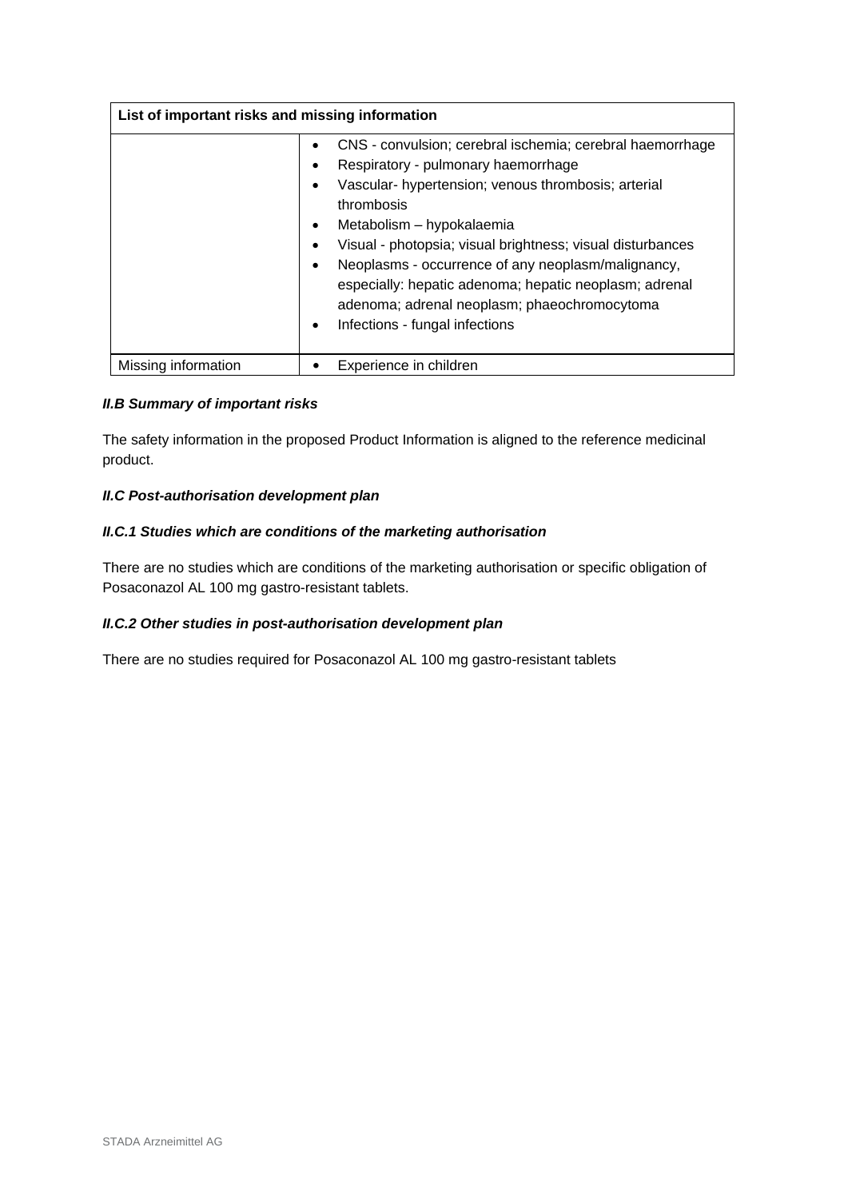| List of important risks and missing information | |
|---|---|
| | • CNS - convulsion; cerebral ischemia; cerebral haemorrhage<br>• Respiratory - pulmonary haemorrhage<br>• Vascular- hypertension; venous thrombosis; arterial thrombosis<br>• Metabolism – hypokalaemia<br>• Visual - photopsia; visual brightness; visual disturbances<br>• Neoplasms - occurrence of any neoplasm/malignancy, especially: hepatic adenoma; hepatic neoplasm; adrenal adenoma; adrenal neoplasm; phaeochromocytoma<br>• Infections - fungal infections |
| Missing information | • Experience in children |

### *II.B Summary of important risks*

The safety information in the proposed Product Information is aligned to the reference medicinal product.

### *II.C Post-authorisation development plan*

#### *II.C.1 Studies which are conditions of the marketing authorisation*

There are no studies which are conditions of the marketing authorisation or specific obligation of Posaconazol AL 100 mg gastro-resistant tablets.

#### *II.C.2 Other studies in post-authorisation development plan*

There are no studies required for Posaconazol AL 100 mg gastro-resistant tablets